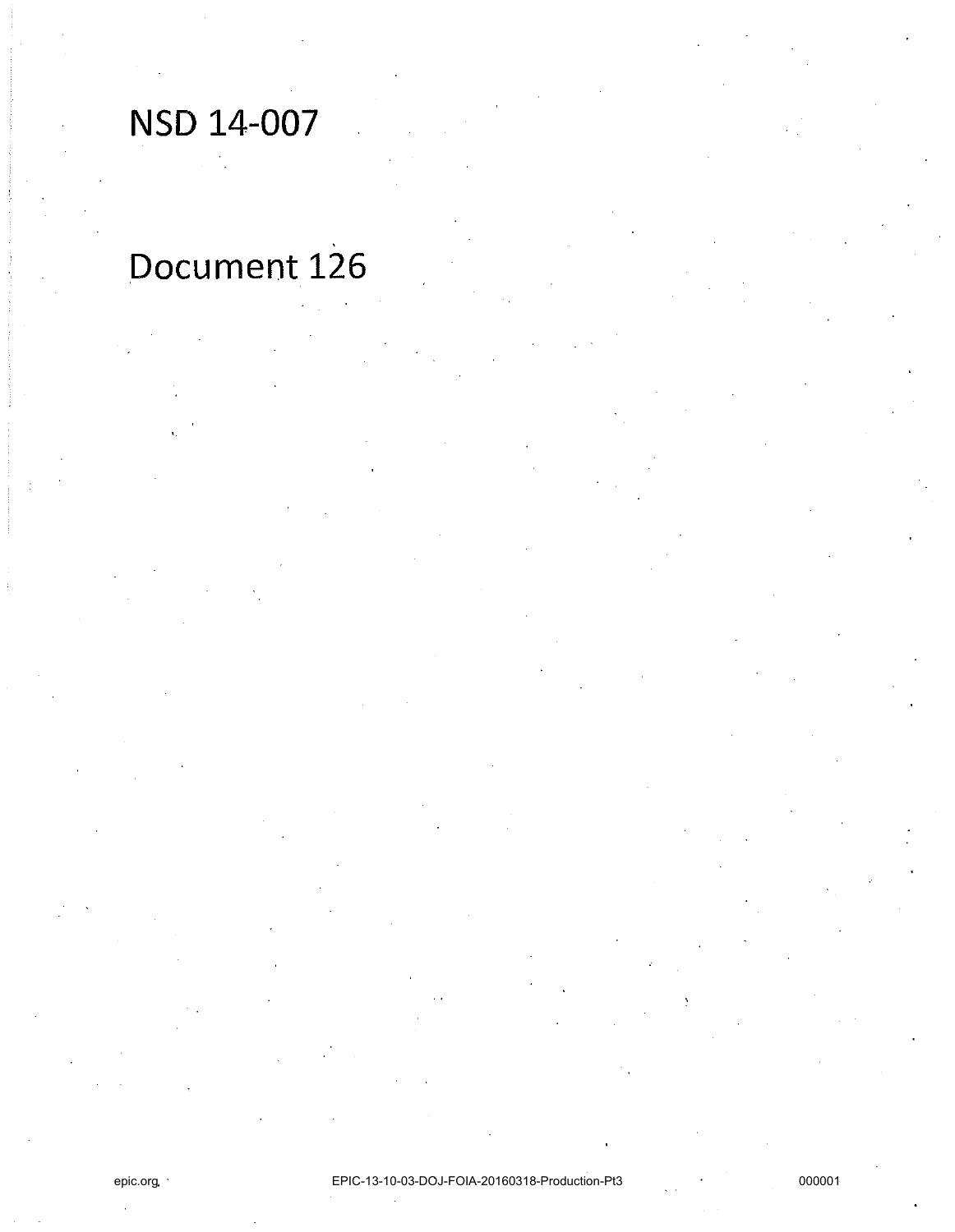# NSD 14-007

# Document 126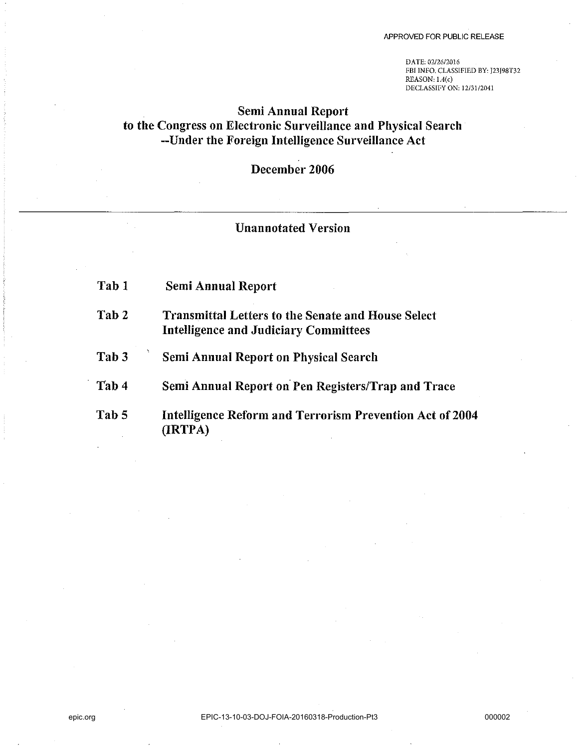APPROVED FOR PUBLIC RELEASE

DATE: 02/26/2016
FBI INFO. CLASSIFIED BY: J23J98T32
REASON: 1.4(c)
DECLASSIFY ON: 12/31/2041

# Semi Annual Report to the Congress on Electronic Surveillance and Physical Search --Under the Foreign Intelligence Surveillance Act

## December 2006

---

### Unannotated Version

| | |
|---|---|
| **Tab 1** | **Semi Annual Report** |
| **Tab 2** | **Transmittal Letters to the Senate and House Select Intelligence and Judiciary Committees** |
| **Tab 3** | **Semi Annual Report on Physical Search** |
| **Tab 4** | **Semi Annual Report on Pen Registers/Trap and Trace** |
| **Tab 5** | **Intelligence Reform and Terrorism Prevention Act of 2004 (IRTPA)** |

epic.org EPIC-13-10-03-DOJ-FOIA-20160318-Production-Pt3 000002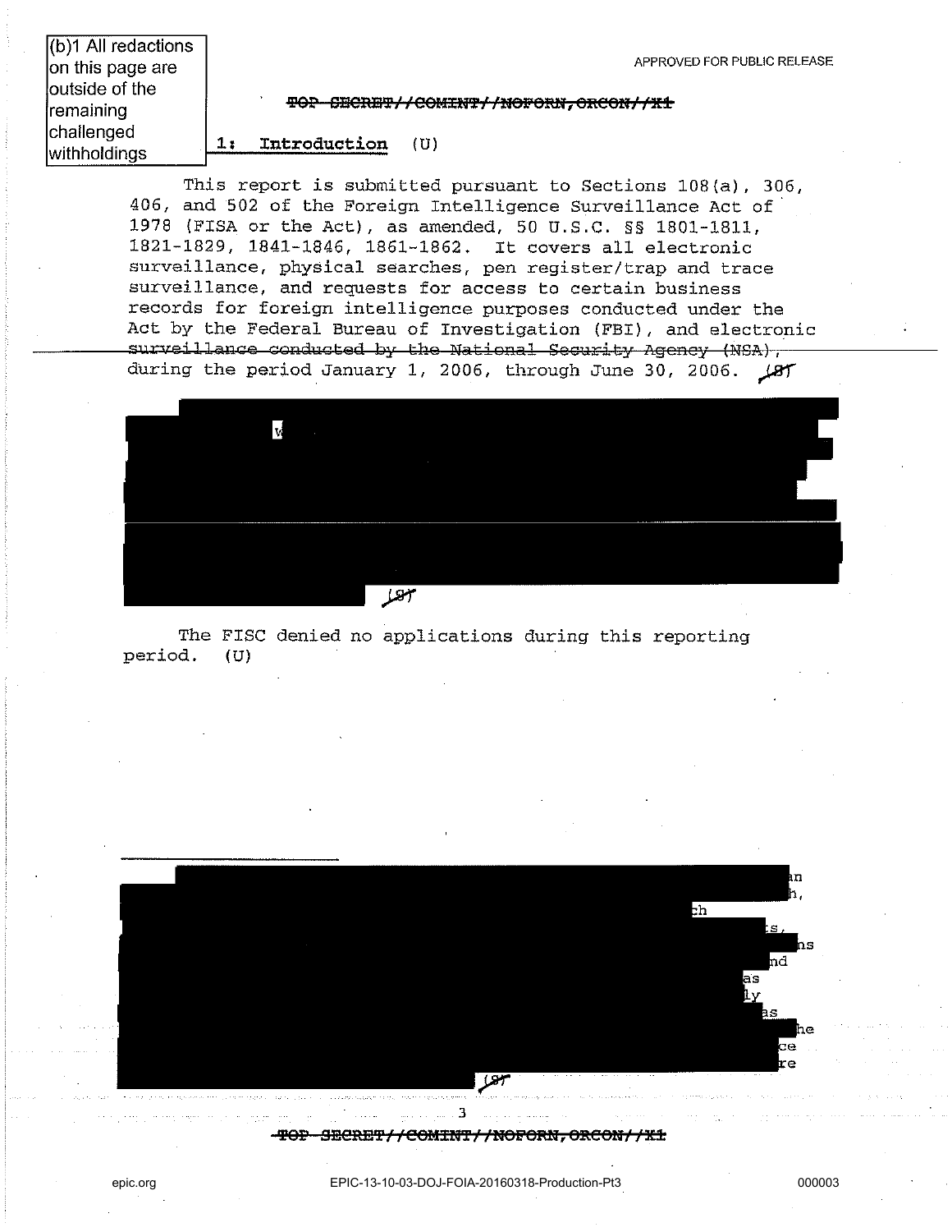(b)1 All redactions on this page are outside of the remaining challenged withholdings

APPROVED FOR PUBLIC RELEASE

~~TOP SECRET//COMINT//NOFORN,ORCON//X1~~

## 1: Introduction (U)

This report is submitted pursuant to Sections 108(a), 306, 406, and 502 of the Foreign Intelligence Surveillance Act of 1978 (FISA or the Act), as amended, 50 U.S.C. §§ 1801-1811, 1821-1829, 1841-1846, 1861-1862. It covers all electronic surveillance, physical searches, pen register/trap and trace surveillance, and requests for access to certain business records for foreign intelligence purposes conducted under the Act by the Federal Bureau of Investigation (FBI), and electronic ~~surveillance conducted by the National Security Agency (NSA),~~ during the period January 1, 2006, through June 30, 2006. ~~(S)~~

[REDACTED] ~~(S)~~

The FISC denied no applications during this reporting period. (U)

---

[REDACTED] ~~(S)~~

~~TOP SECRET//COMINT//NOFORN,ORCON//X1~~

epic.org EPIC-13-10-03-DOJ-FOIA-20160318-Production-Pt3 000003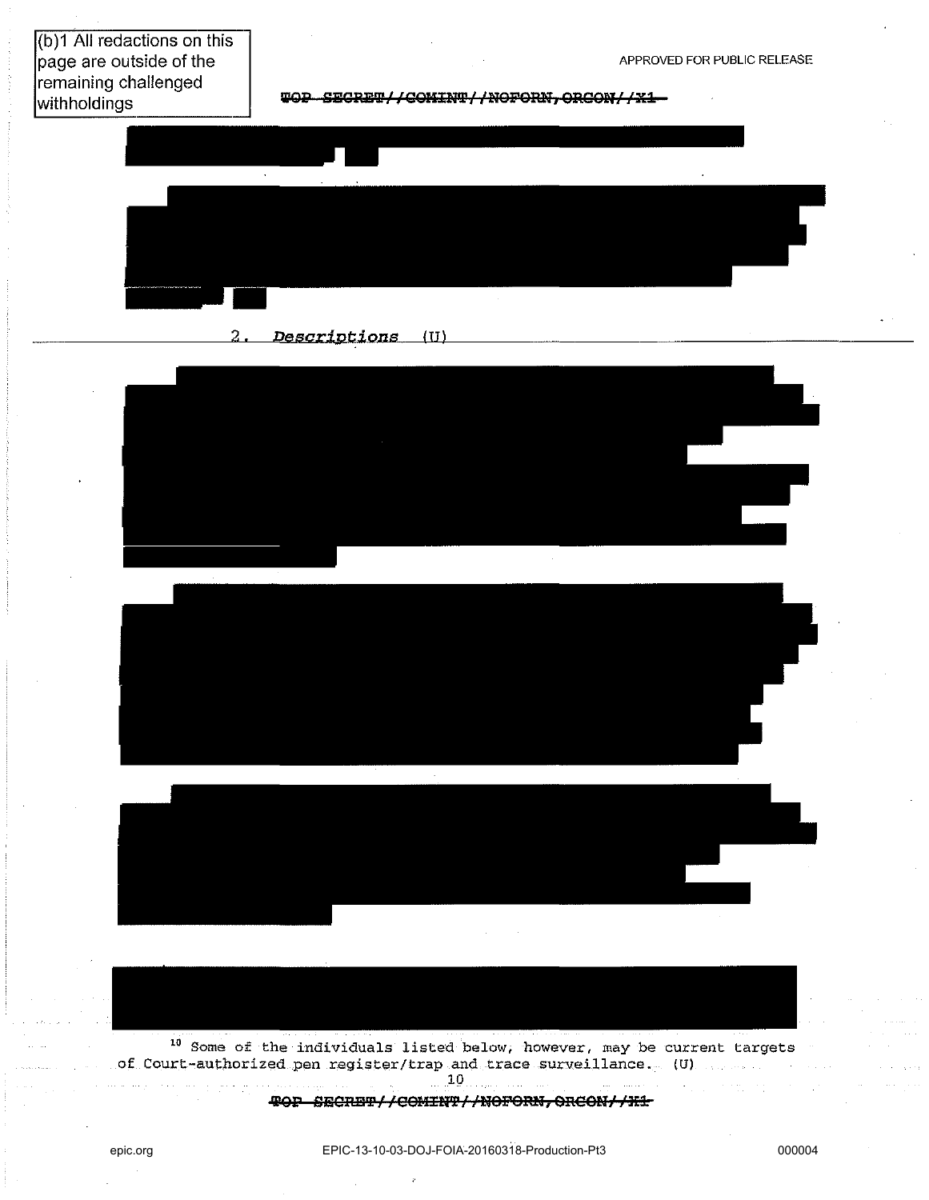(b)1 All redactions on this page are outside of the remaining challenged withholdings

APPROVED FOR PUBLIC RELEASE

~~TOP SECRET//COMINT//NOFORN,ORCON//X1~~

2. *Descriptions* (U)

[10] Some of the individuals listed below, however, may be current targets of Court-authorized pen register/trap and trace surveillance. (U)

~~TOP SECRET//COMINT//NOFORN,ORCON//X1~~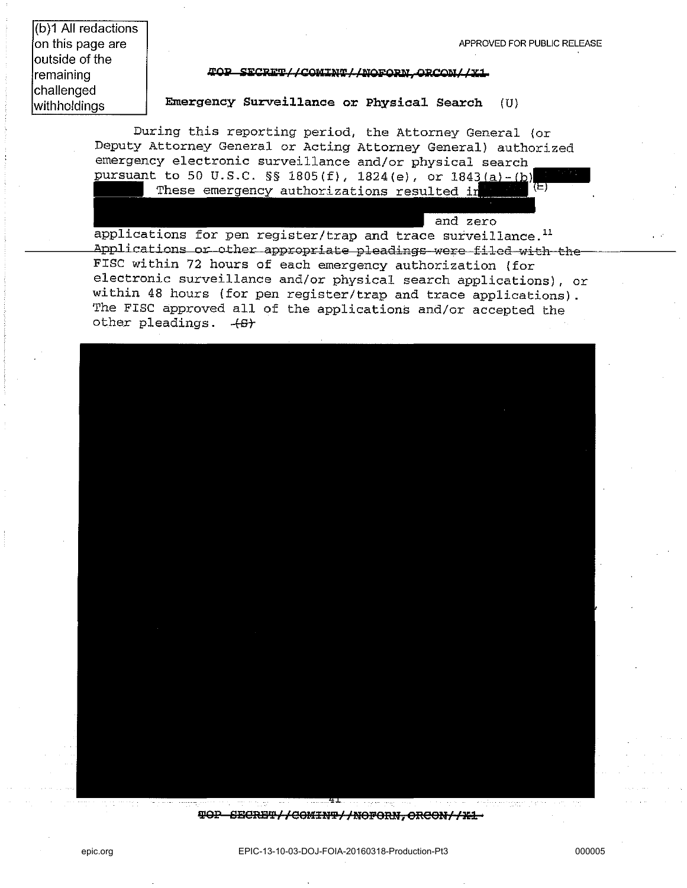(b)1 All redactions on this page are outside of the remaining challenged withholdings

APPROVED FOR PUBLIC RELEASE

~~TOP SECRET//COMINT//NOFORN,ORCON//X1~~

**Emergency Surveillance or Physical Search** (U)

During this reporting period, the Attorney General (or Deputy Attorney General or Acting Attorney General) authorized emergency electronic surveillance and/or physical search pursuant to 50 U.S.C. §§ 1805(f), 1824(e), or 1843(a)-(b) [REDACTED] These emergency authorizations resulted in [REDACTED] (S) [REDACTED] and zero applications for pen register/trap and trace surveillance.[11] Applications or other appropriate pleadings were filed with the FISC within 72 hours of each emergency authorization (for electronic surveillance and/or physical search applications), or within 48 hours (for pen register/trap and trace applications). The FISC approved all of the applications and/or accepted the other pleadings. ~~(S)~~

[REDACTED]

~~TOP SECRET//COMINT//NOFORN,ORCON//X1~~

epic.org EPIC-13-10-03-DOJ-FOIA-20160318-Production-Pt3 000005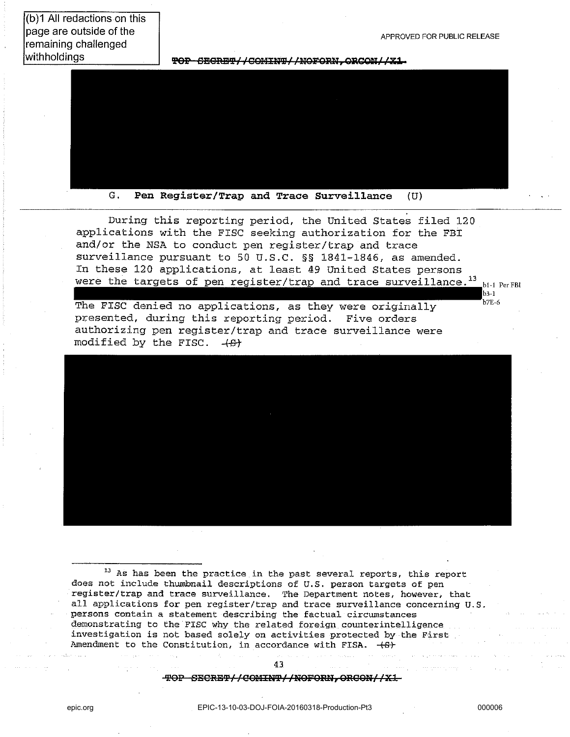(b)1 All redactions on this page are outside of the remaining challenged withholdings

### G. Pen Register/Trap and Trace Surveillance (U)

During this reporting period, the United States filed 120 applications with the FISC seeking authorization for the FBI and/or the NSA to conduct pen register/trap and trace surveillance pursuant to 50 U.S.C. §§ 1841-1846, as amended. In these 120 applications, at least 49 United States persons were the targets of pen register/trap and trace surveillance.[13]

b1-1 Per FBI
b3-1
b7E-6

The FISC denied no applications, as they were originally presented, during this reporting period. Five orders authorizing pen register/trap and trace surveillance were modified by the FISC. (S)

[13] As has been the practice in the past several reports, this report does not include thumbnail descriptions of U.S. person targets of pen register/trap and trace surveillance. The Department notes, however, that all applications for pen register/trap and trace surveillance concerning U.S. persons contain a statement describing the factual circumstances demonstrating to the FISC why the related foreign counterintelligence investigation is not based solely on activities protected by the First Amendment to the Constitution, in accordance with FISA. (S)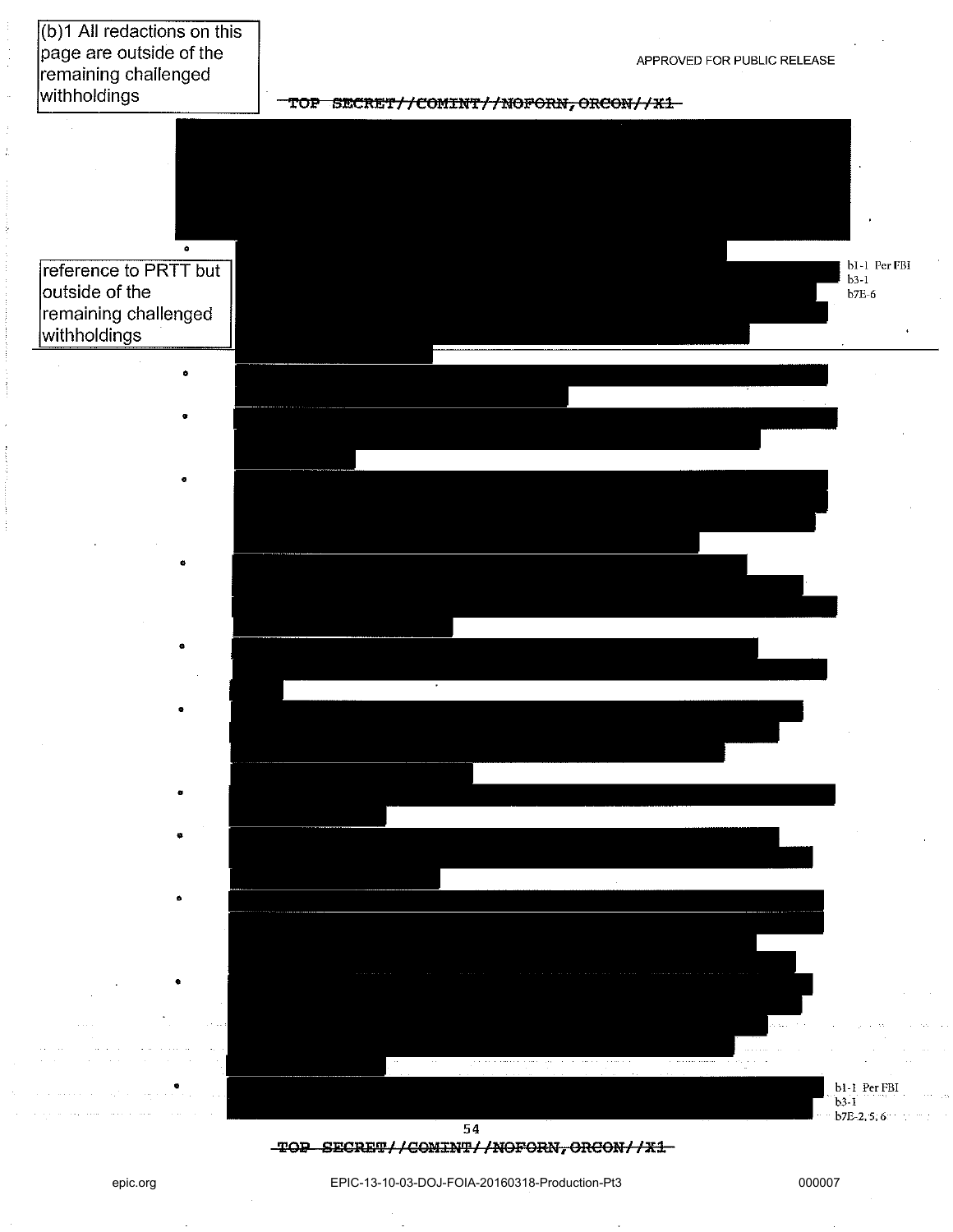(b)1 All redactions on this page are outside of the remaining challenged withholdings

APPROVED FOR PUBLIC RELEASE

~~TOP SECRET//COMINT//NOFORN,ORCON//X1~~

reference to PRTT but outside of the remaining challenged withholdings

b1-1 Per FBI
b3-1
b7E-6

- 
- 
- 
- 
- 
- 
- 
- 
- 
- 
- 
- 

b1-1 Per FBI
b3-1
b7E-2, 5, 6

~~TOP SECRET//COMINT//NOFORN,ORCON//X1~~

epic.org EPIC-13-10-03-DOJ-FOIA-20160318-Production-Pt3 000007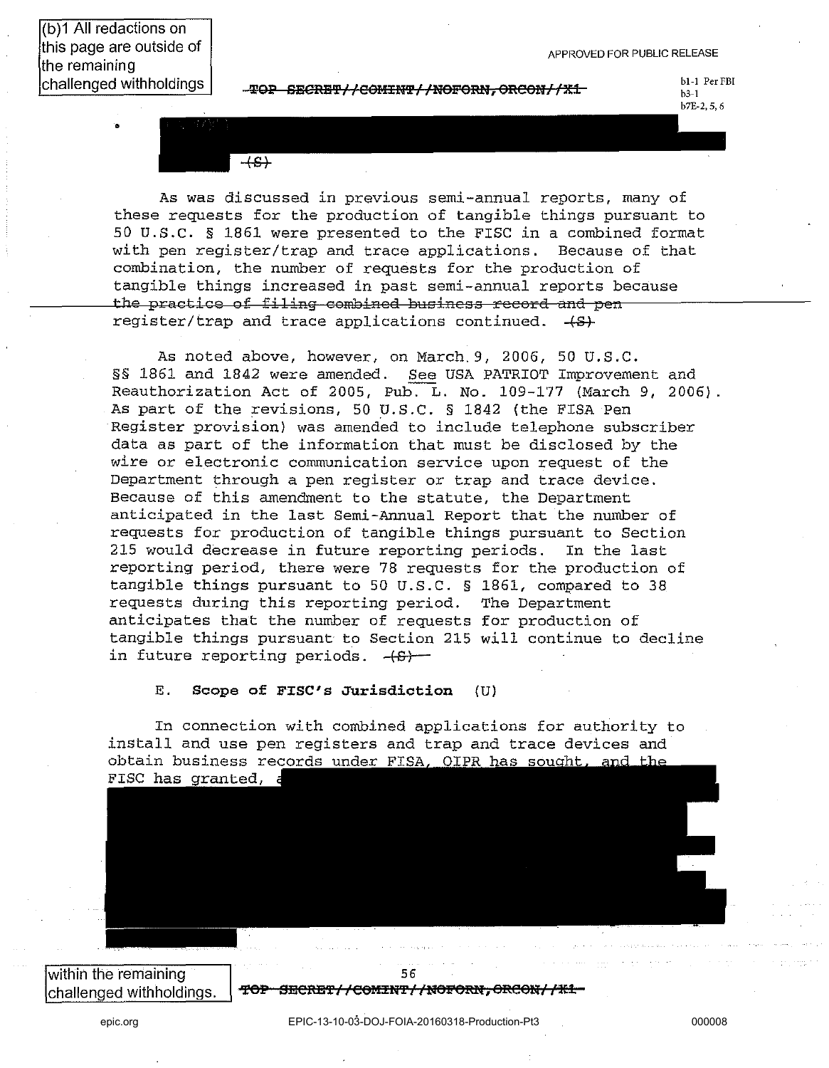(b)1 All redactions on this page are outside of the remaining challenged withholdings

APPROVED FOR PUBLIC RELEASE

~~TOP SECRET//COMINT//NOFORN,ORCON//X1~~

b1-1 Per FBI
b3-1
b7E-2, 5, 6

- (S)

As was discussed in previous semi-annual reports, many of these requests for the production of tangible things pursuant to 50 U.S.C. § 1861 were presented to the FISC in a combined format with pen register/trap and trace applications. Because of that combination, the number of requests for the production of tangible things increased in past semi-annual reports because ~~the practice of filing combined business record and pen~~ register/trap and trace applications continued. (S)

As noted above, however, on March 9, 2006, 50 U.S.C. §§ 1861 and 1842 were amended. See USA PATRIOT Improvement and Reauthorization Act of 2005, Pub. L. No. 109-177 (March 9, 2006). As part of the revisions, 50 U.S.C. § 1842 (the FISA Pen Register provision) was amended to include telephone subscriber data as part of the information that must be disclosed by the wire or electronic communication service upon request of the Department through a pen register or trap and trace device. Because of this amendment to the statute, the Department anticipated in the last Semi-Annual Report that the number of requests for production of tangible things pursuant to Section 215 would decrease in future reporting periods. In the last reporting period, there were 78 requests for the production of tangible things pursuant to 50 U.S.C. § 1861, compared to 38 requests during this reporting period. The Department anticipates that the number of requests for production of tangible things pursuant to Section 215 will continue to decline in future reporting periods. (S)

E. **Scope of FISC's Jurisdiction** (U)

In connection with combined applications for authority to install and use pen registers and trap and trace devices and obtain business records under FISA, OIPR has sought, and the FISC has granted, a

within the remaining challenged withholdings.

~~TOP SECRET//COMINT//NOFORN,ORCON//X1~~

epic.org EPIC-13-10-03-DOJ-FOIA-20160318-Production-Pt3 000008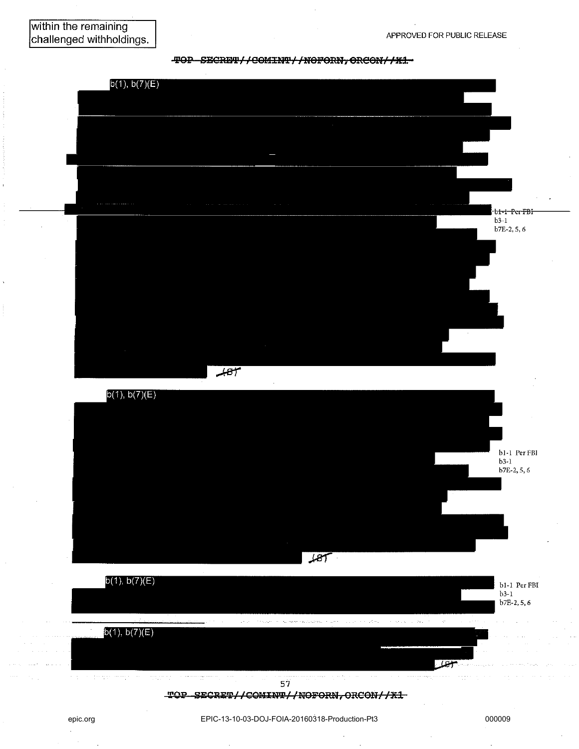within the remaining challenged withholdings.

APPROVED FOR PUBLIC RELEASE

~~TOP SECRET//COMINT//NOFORN,ORCON//X1~~

b(1), b(7)(E)

~~(S)~~

b1-1 Per FBI
b3-1
b7E-2, 5, 6

b(1), b(7)(E)

~~(S)~~

b1-1 Per FBI
b3-1
b7E-2, 5, 6

b(1), b(7)(E)

b1-1 Per FBI
b3-1
b7E-2, 5, 6

b(1), b(7)(E)

~~(S)~~

~~TOP SECRET//COMINT//NOFORN,ORCON//X1~~

epic.org

EPIC-13-10-03-DOJ-FOIA-20160318-Production-Pt3

000009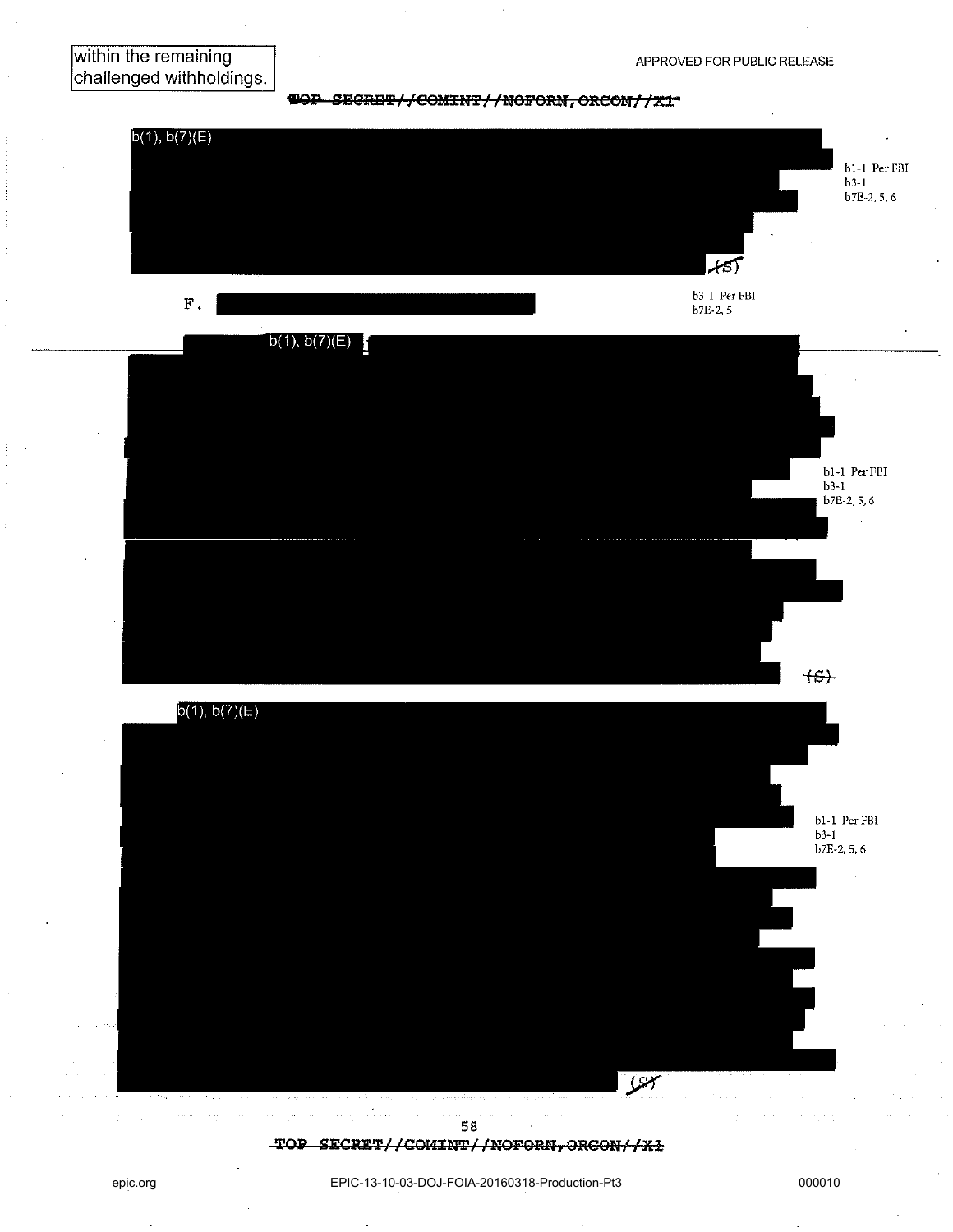within the remaining challenged withholdings.

APPROVED FOR PUBLIC RELEASE

TOP SECRET//COMINT//NOFORN,ORCON//X1

b(1), b(7)(E)

(S)

b1-1 Per FBI
b3-1
b7E-2, 5, 6

F.

b3-1 Per FBI
b7E-2, 5

b(1), b(7)(E)

(S)

b1-1 Per FBI
b3-1
b7E-2, 5, 6

b(1), b(7)(E)

(S)

b1-1 Per FBI
b3-1
b7E-2, 5, 6

TOP SECRET//COMINT//NOFORN,ORCON//X1

epic.org EPIC-13-10-03-DOJ-FOIA-20160318-Production-Pt3 000010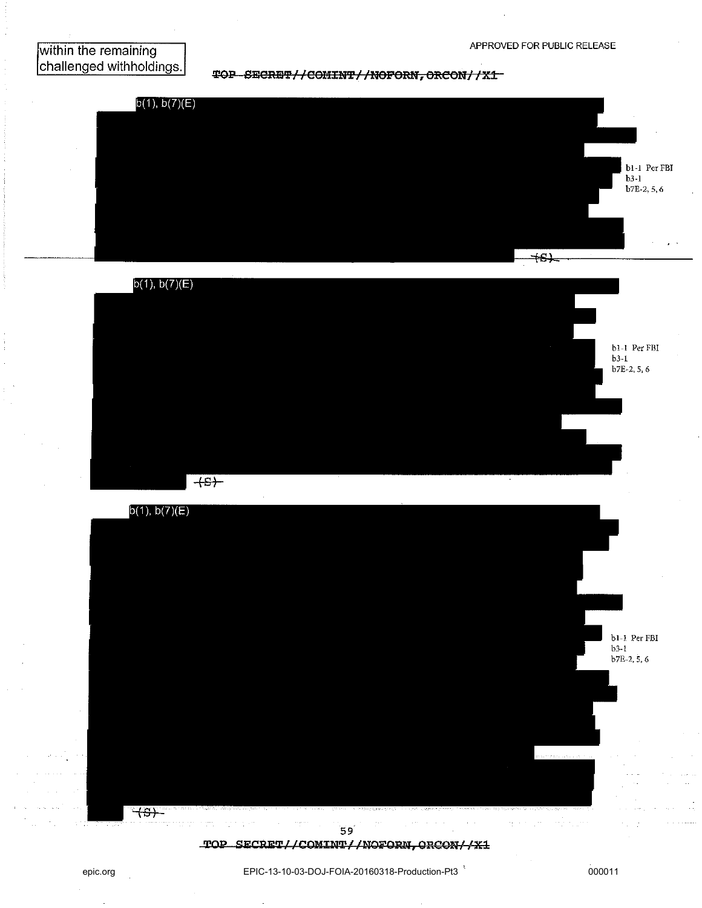within the remaining challenged withholdings.

~~TOP SECRET//COMINT//NOFORN,ORCON//X1~~

b(1), b(7)(E)

b1-1 Per FBI
b3-1
b7E-2, 5, 6

~~(S)~~

b(1), b(7)(E)

b1-1 Per FBI
b3-1
b7E-2, 5, 6

~~(S)~~

b(1), b(7)(E)

b1-1 Per FBI
b3-1
b7E-2, 5, 6

~~(S)~~

~~TOP SECRET//COMINT//NOFORN,ORCON//X1~~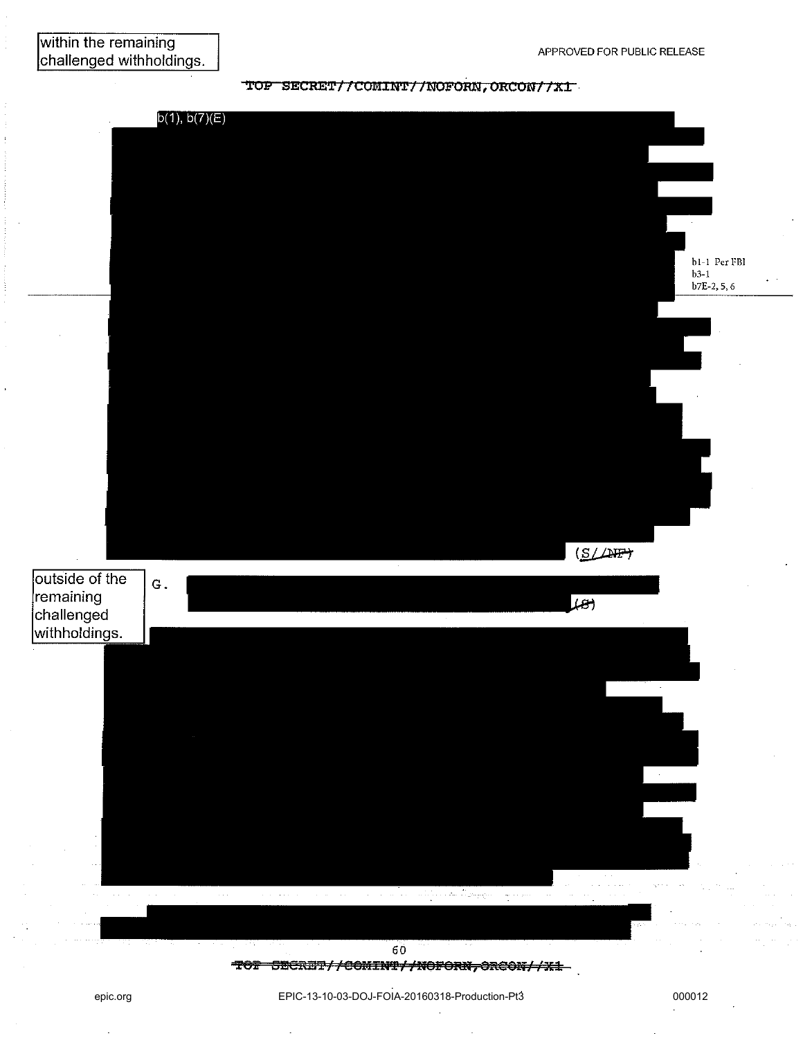within the remaining challenged withholdings.

APPROVED FOR PUBLIC RELEASE

~~TOP SECRET//COMINT//NOFORN,ORCON//X1~~

b(1), b(7)(E)

b1-1 Per FBI
b3-1
b7E-2, 5, 6

(~~S//NF~~)

outside of the remaining challenged withholdings.

G. (~~S~~)

~~TOP SECRET//COMINT//NOFORN,ORCON//X1~~

epic.org

EPIC-13-10-03-DOJ-FOIA-20160318-Production-Pt3

000012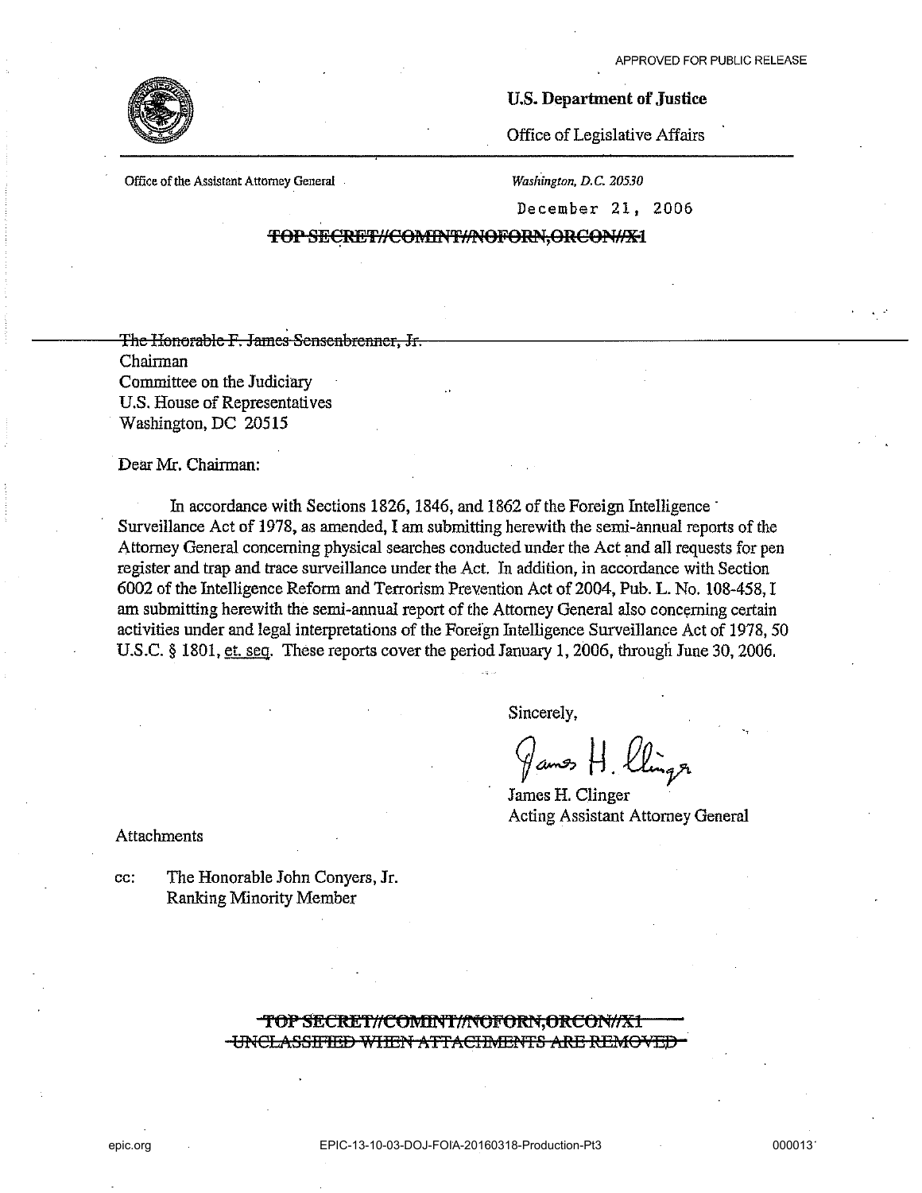APPROVED FOR PUBLIC RELEASE

**U.S. Department of Justice**

Office of Legislative Affairs

Office of the Assistant Attorney General

*Washington, D.C. 20530*

December 21, 2006

~~TOP SECRET//COMINT//NOFORN,ORCON//X1~~

~~The Honorable F. James Sensenbrenner, Jr.~~
Chairman
Committee on the Judiciary
U.S. House of Representatives
Washington, DC 20515

Dear Mr. Chairman:

In accordance with Sections 1826, 1846, and 1862 of the Foreign Intelligence Surveillance Act of 1978, as amended, I am submitting herewith the semi-annual reports of the Attorney General concerning physical searches conducted under the Act and all requests for pen register and trap and trace surveillance under the Act. In addition, in accordance with Section 6002 of the Intelligence Reform and Terrorism Prevention Act of 2004, Pub. L. No. 108-458, I am submitting herewith the semi-annual report of the Attorney General also concerning certain activities under and legal interpretations of the Foreign Intelligence Surveillance Act of 1978, 50 U.S.C. § 1801, et. seq. These reports cover the period January 1, 2006, through June 30, 2006.

Sincerely,

James H. Clinger
Acting Assistant Attorney General

Attachments

cc: The Honorable John Conyers, Jr.
Ranking Minority Member

~~TOP SECRET//COMINT//NOFORN,ORCON//X1~~
~~UNCLASSIFIED WHEN ATTACHMENTS ARE REMOVED~~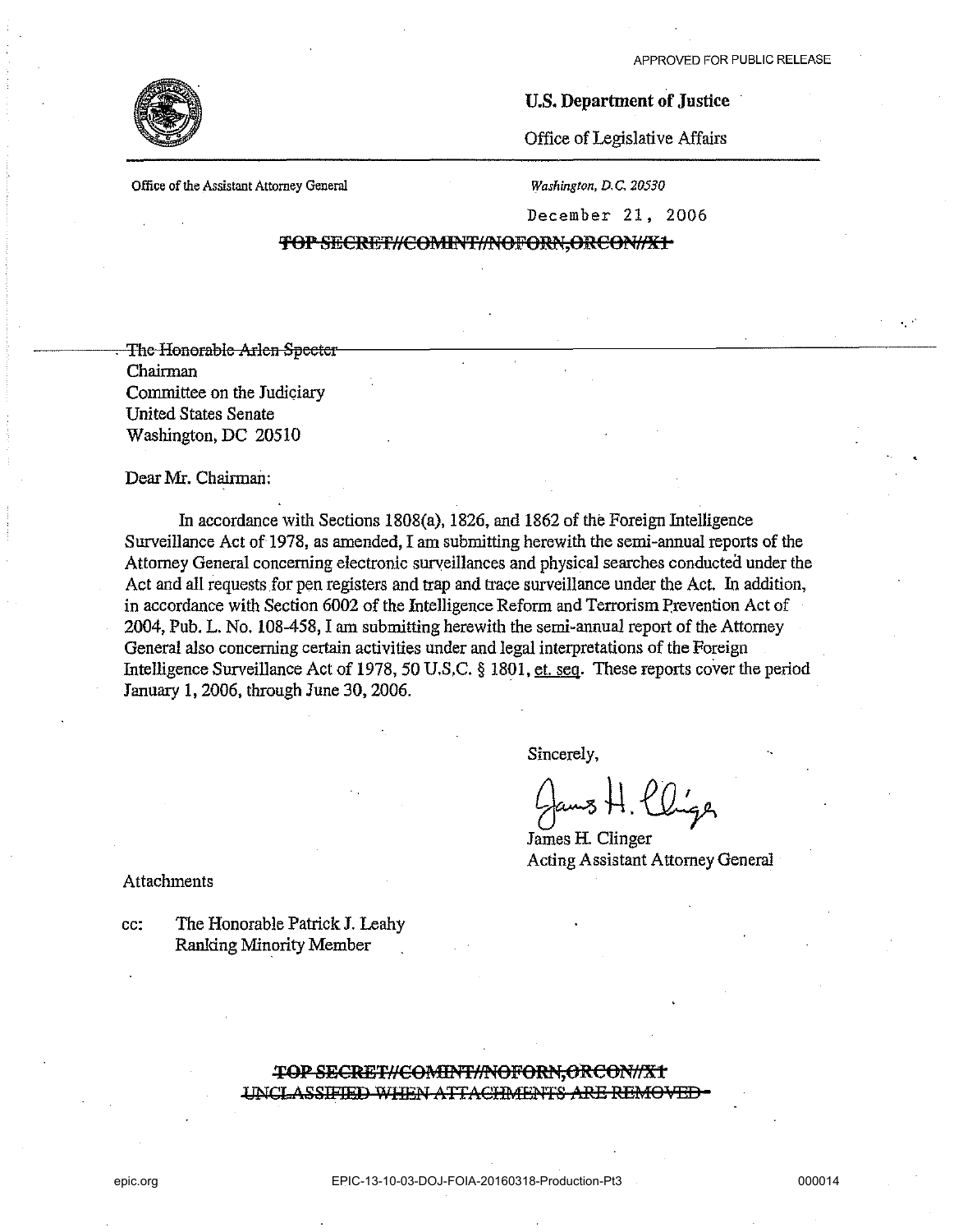APPROVED FOR PUBLIC RELEASE

**U.S. Department of Justice**

Office of Legislative Affairs

Office of the Assistant Attorney General

*Washington, D.C. 20530*

December 21, 2006

~~TOP SECRET//COMINT//NOFORN,ORCON//X1~~

~~The Honorable Arlen Specter~~
Chairman
Committee on the Judiciary
United States Senate
Washington, DC 20510

Dear Mr. Chairman:

In accordance with Sections 1808(a), 1826, and 1862 of the Foreign Intelligence Surveillance Act of 1978, as amended, I am submitting herewith the semi-annual reports of the Attorney General concerning electronic surveillances and physical searches conducted under the Act and all requests for pen registers and trap and trace surveillance under the Act. In addition, in accordance with Section 6002 of the Intelligence Reform and Terrorism Prevention Act of 2004, Pub. L. No. 108-458, I am submitting herewith the semi-annual report of the Attorney General also concerning certain activities under and legal interpretations of the Foreign Intelligence Surveillance Act of 1978, 50 U.S.C. § 1801, et. seq. These reports cover the period January 1, 2006, through June 30, 2006.

Sincerely,

James H. Clinger
Acting Assistant Attorney General

Attachments

cc: The Honorable Patrick J. Leahy
Ranking Minority Member

~~TOP SECRET//COMINT//NOFORN,ORCON//X1~~
~~UNCLASSIFIED WHEN ATTACHMENTS ARE REMOVED~~

epic.org EPIC-13-10-03-DOJ-FOIA-20160318-Production-Pt3 000014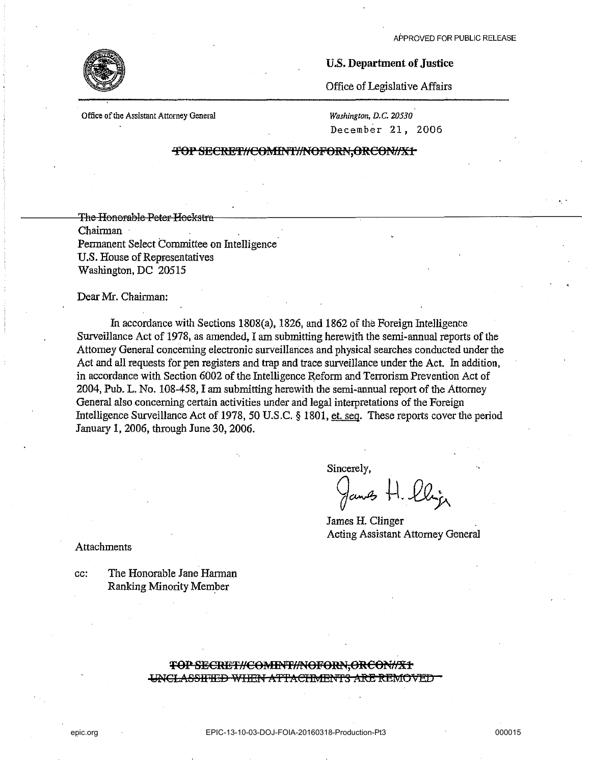APPROVED FOR PUBLIC RELEASE

**U.S. Department of Justice**

Office of Legislative Affairs

Office of the Assistant Attorney General

*Washington, D.C. 20530*

December 21, 2006

~~TOP SECRET//COMINT//NOFORN,ORCON//X1~~

~~The Honorable Peter Hoekstra~~
Chairman
Permanent Select Committee on Intelligence
U.S. House of Representatives
Washington, DC 20515

Dear Mr. Chairman:

In accordance with Sections 1808(a), 1826, and 1862 of the Foreign Intelligence Surveillance Act of 1978, as amended, I am submitting herewith the semi-annual reports of the Attorney General concerning electronic surveillances and physical searches conducted under the Act and all requests for pen registers and trap and trace surveillance under the Act. In addition, in accordance with Section 6002 of the Intelligence Reform and Terrorism Prevention Act of 2004, Pub. L. No. 108-458, I am submitting herewith the semi-annual report of the Attorney General also concerning certain activities under and legal interpretations of the Foreign Intelligence Surveillance Act of 1978, 50 U.S.C. § 1801, et. seq. These reports cover the period January 1, 2006, through June 30, 2006.

Sincerely,

James H. Clinger
Acting Assistant Attorney General

Attachments

cc: The Honorable Jane Harman
Ranking Minority Member

~~TOP SECRET//COMINT//NOFORN,ORCON//X1~~
~~UNCLASSIFIED WHEN ATTACHMENTS ARE REMOVED~~

epic.org EPIC-13-10-03-DOJ-FOIA-20160318-Production-Pt3 000015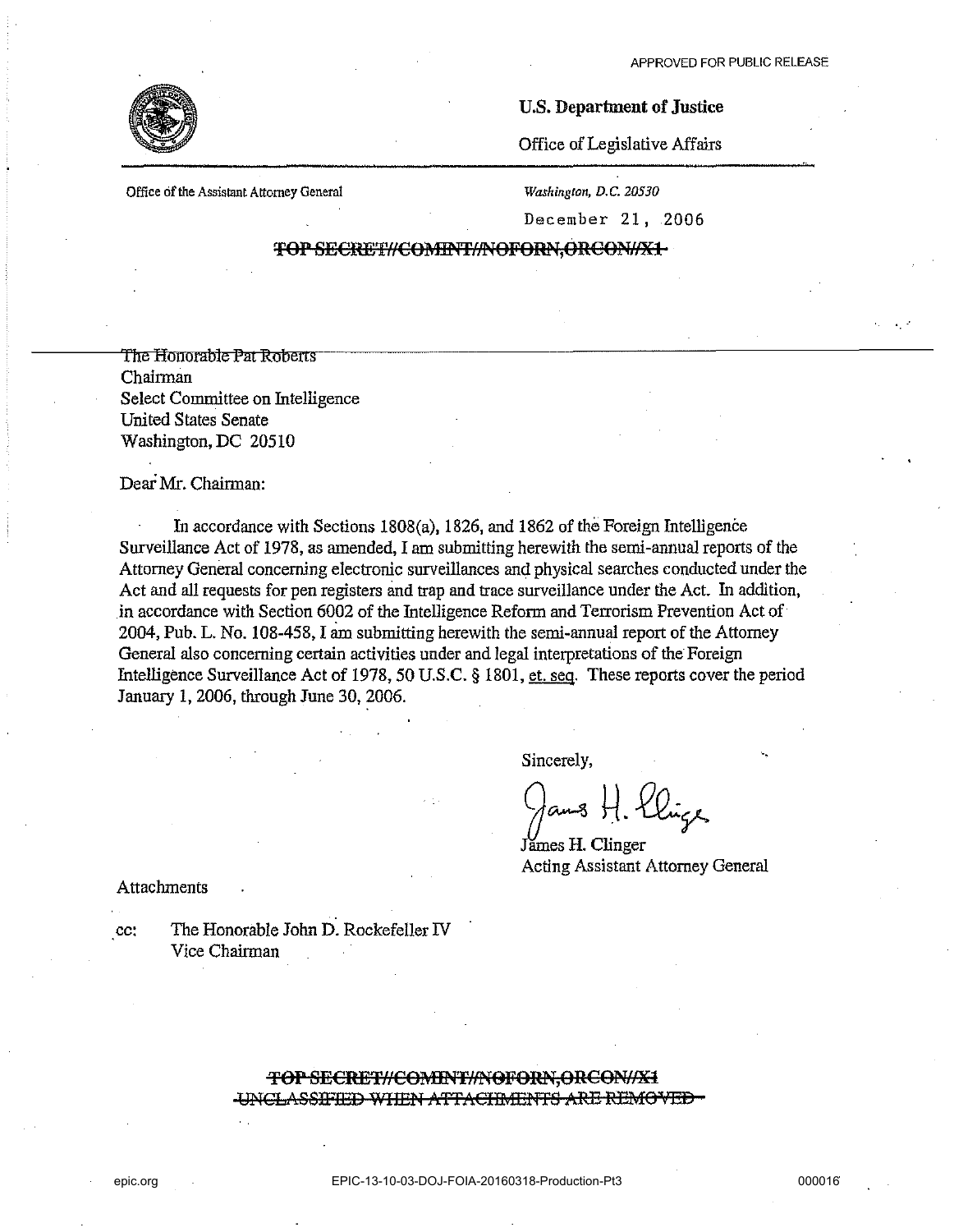APPROVED FOR PUBLIC RELEASE

**U.S. Department of Justice**

Office of Legislative Affairs

Office of the Assistant Attorney General

*Washington, D.C. 20530*

December 21, 2006

~~TOP SECRET//COMINT//NOFORN,ORCON//X1~~

The Honorable Pat Roberts
Chairman
Select Committee on Intelligence
United States Senate
Washington, DC 20510

Dear Mr. Chairman:

In accordance with Sections 1808(a), 1826, and 1862 of the Foreign Intelligence Surveillance Act of 1978, as amended, I am submitting herewith the semi-annual reports of the Attorney General concerning electronic surveillances and physical searches conducted under the Act and all requests for pen registers and trap and trace surveillance under the Act. In addition, in accordance with Section 6002 of the Intelligence Reform and Terrorism Prevention Act of 2004, Pub. L. No. 108-458, I am submitting herewith the semi-annual report of the Attorney General also concerning certain activities under and legal interpretations of the Foreign Intelligence Surveillance Act of 1978, 50 U.S.C. § 1801, et. seq. These reports cover the period January 1, 2006, through June 30, 2006.

Sincerely,

James H. Clinger
Acting Assistant Attorney General

Attachments

cc: The Honorable John D. Rockefeller IV
Vice Chairman

~~TOP SECRET//COMINT//NOFORN,ORCON//X1~~
~~UNCLASSIFIED WHEN ATTACHMENTS ARE REMOVED~~

epic.org EPIC-13-10-03-DOJ-FOIA-20160318-Production-Pt3 000016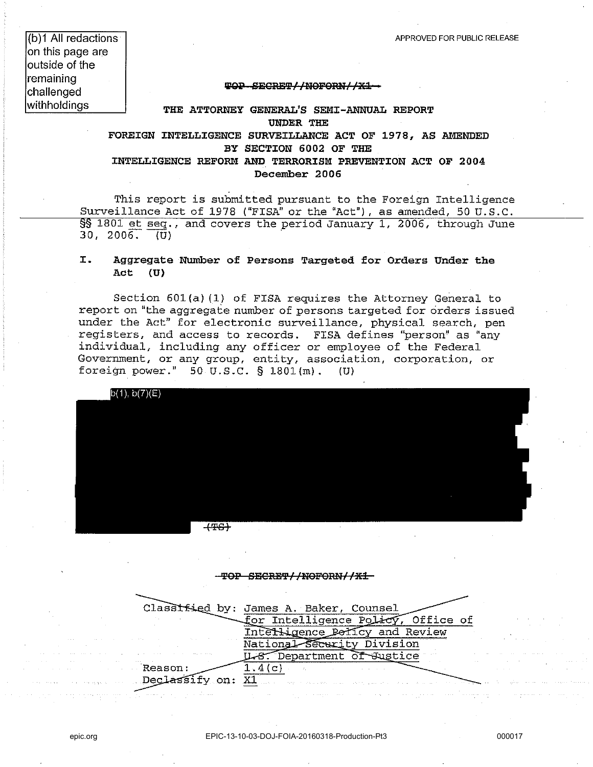(b)1 All redactions on this page are outside of the remaining challenged withholdings

APPROVED FOR PUBLIC RELEASE

~~TOP SECRET//NOFORN//X1~~

**THE ATTORNEY GENERAL'S SEMI-ANNUAL REPORT UNDER THE FOREIGN INTELLIGENCE SURVEILLANCE ACT OF 1978, AS AMENDED BY SECTION 6002 OF THE INTELLIGENCE REFORM AND TERRORISM PREVENTION ACT OF 2004**

**December 2006**

This report is submitted pursuant to the Foreign Intelligence Surveillance Act of 1978 ("FISA" or the "Act"), as amended, 50 U.S.C. §§ 1801 et seq., and covers the period January 1, 2006, through June 30, 2006. (U)

## I. Aggregate Number of Persons Targeted for Orders Under the Act (U)

Section 601(a)(1) of FISA requires the Attorney General to report on "the aggregate number of persons targeted for orders issued under the Act" for electronic surveillance, physical search, pen registers, and access to records. FISA defines "person" as "any individual, including any officer or employee of the Federal Government, or any group, entity, association, corporation, or foreign power." 50 U.S.C. § 1801(m). (U)

b(1), b(7)(E)

[REDACTED] ~~(TS)~~

~~TOP SECRET//NOFORN//X1~~

~~Classified by: James A. Baker, Counsel for Intelligence Policy, Office of Intelligence Policy and Review National Security Division U.S. Department of Justice~~
~~Reason: 1.4(c)~~
~~Declassify on: X1~~

epic.org EPIC-13-10-03-DOJ-FOIA-20160318-Production-Pt3 000017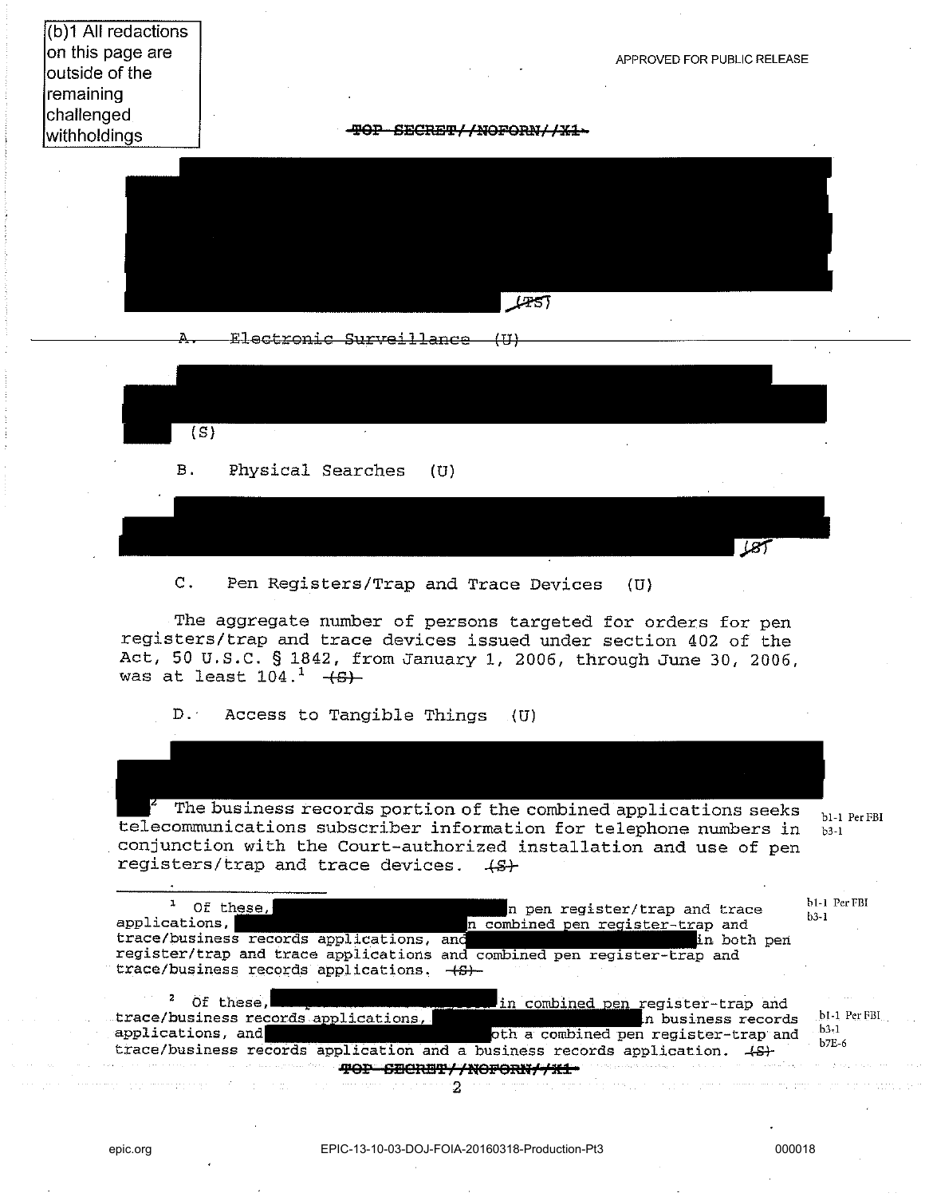(b)1 All redactions on this page are outside of the remaining challenged withholdings

APPROVED FOR PUBLIC RELEASE

~~TOP SECRET//NOFORN//X1~~

[REDACTED] ~~(TS)~~

A. ~~Electronic Surveillance (U)~~

[REDACTED] (S)

B. Physical Searches (U)

[REDACTED] ~~(S)~~

C. Pen Registers/Trap and Trace Devices (U)

The aggregate number of persons targeted for orders for pen registers/trap and trace devices issued under section 402 of the Act, 50 U.S.C. § 1842, from January 1, 2006, through June 30, 2006, was at least 104.[1] ~~(S)~~

D. Access to Tangible Things (U)

[REDACTED][2] The business records portion of the combined applications seeks telecommunications subscriber information for telephone numbers in conjunction with the Court-authorized installation and use of pen registers/trap and trace devices. ~~(S)~~

b1-1 Per FBI
b3-1

---

[1] Of these, [REDACTED] in pen register/trap and trace applications, [REDACTED] in combined pen register-trap and trace/business records applications, and [REDACTED] in both pen register/trap and trace applications and combined pen register-trap and trace/business records applications. ~~(S)~~

b1-1 Per FBI
b3-1

[2] Of these, [REDACTED] in combined pen register-trap and trace/business records applications, [REDACTED] in business records applications, and [REDACTED] both a combined pen register-trap and trace/business records application and a business records application. ~~(S)~~

b1-1 Per FBI
b3-1
b7E-6

~~TOP SECRET//NOFORN//X1~~

epic.org EPIC-13-10-03-DOJ-FOIA-20160318-Production-Pt3 000018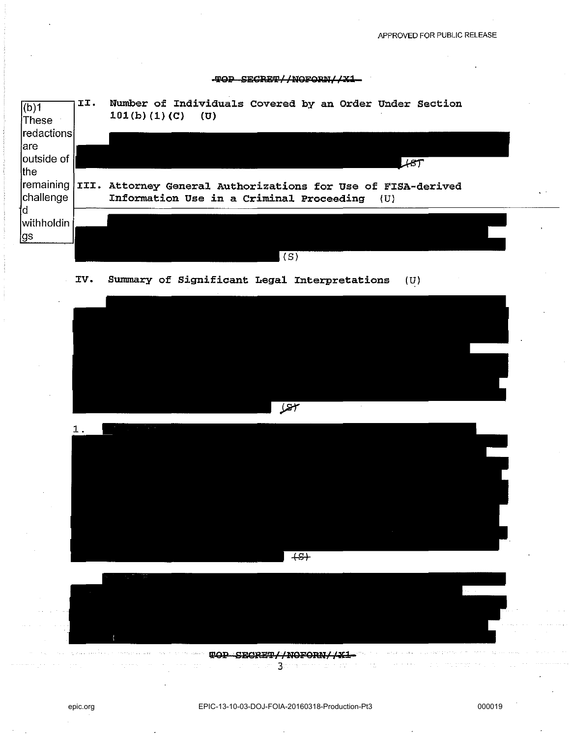APPROVED FOR PUBLIC RELEASE

~~TOP SECRET//NOFORN//X1~~

(b)1 These redactions are outside of the remaining challenged withholdings

## II. Number of Individuals Covered by an Order Under Section 101(b)(1)(C) (U)

~~(S)~~

## III. Attorney General Authorizations for Use of FISA-derived Information Use in a Criminal Proceeding (U)

(S)

## IV. Summary of Significant Legal Interpretations (U)

~~(S)~~

1.

~~(S)~~

~~TOP SECRET//NOFORN//X1~~

epic.org EPIC-13-10-03-DOJ-FOIA-20160318-Production-Pt3 000019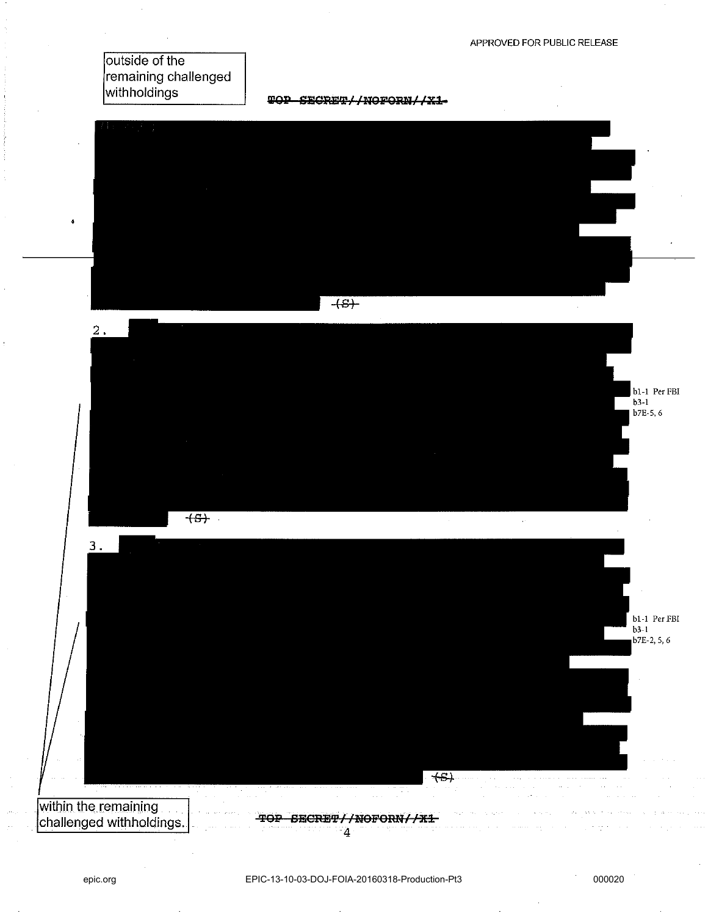outside of the remaining challenged withholdings

~~TOP SECRET//NOFORN//X1~~

~~(S)~~

2. ~~(S)~~

b1-1 Per FBI
b3-1
b7E-5, 6

3. ~~(S)~~

b1-1 Per FBI
b3-1
b7E-2, 5, 6

within the remaining challenged withholdings.

~~TOP SECRET//NOFORN//X1~~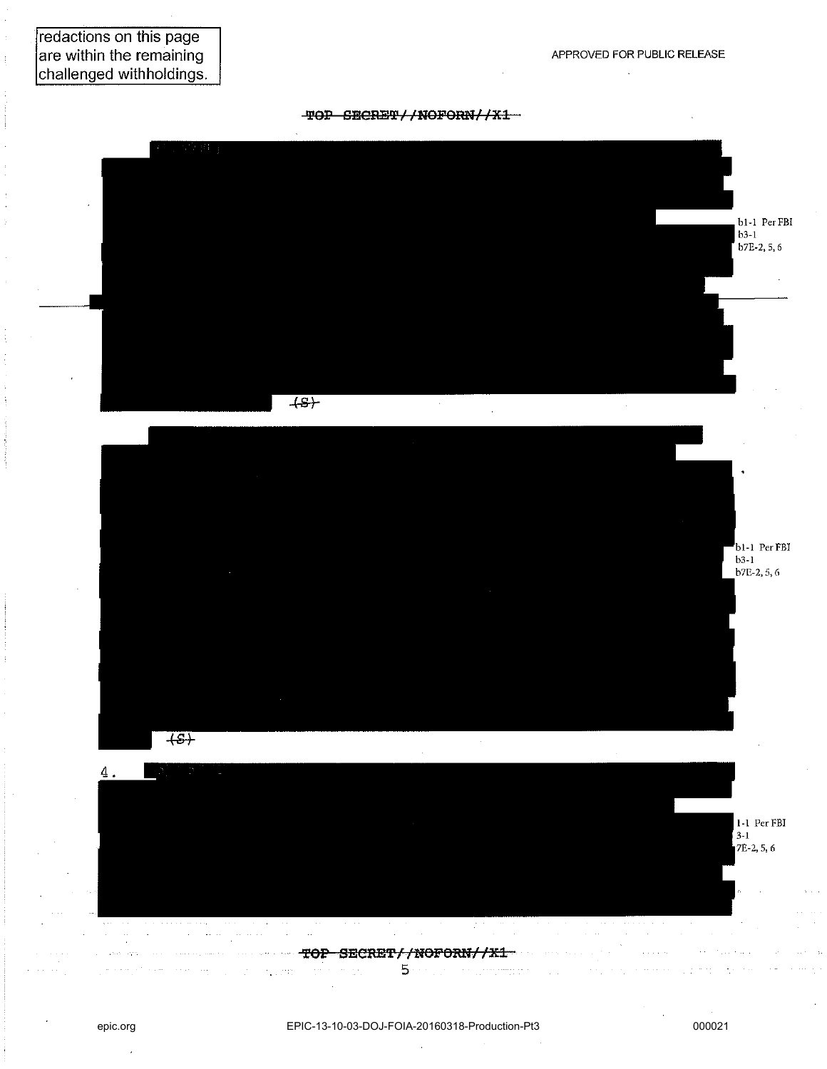redactions on this page are within the remaining challenged withholdings.

APPROVED FOR PUBLIC RELEASE

~~TOP SECRET//NOFORN//X1~~

b1-1 Per FBI
b3-1
b7E-2, 5, 6

~~(S)~~

b1-1 Per FBI
b3-1
b7E-2, 5, 6

~~(S)~~

4.

1-1 Per FBI
3-1
7E-2, 5, 6

~~TOP SECRET//NOFORN//X1~~

epic.org EPIC-13-10-03-DOJ-FOIA-20160318-Production-Pt3 000021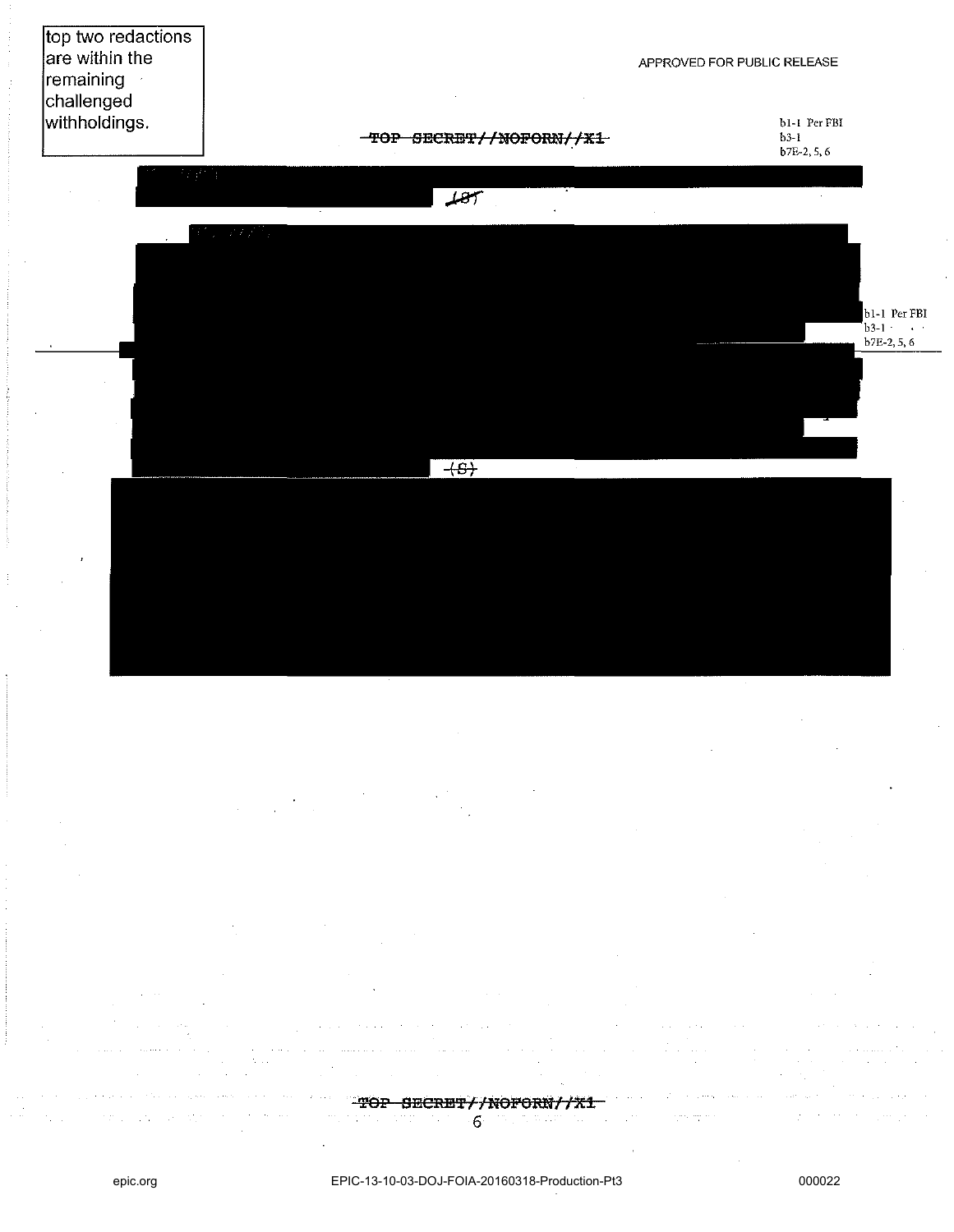top two redactions are within the remaining challenged withholdings.

APPROVED FOR PUBLIC RELEASE

~~TOP SECRET//NOFORN//X1~~

b1-1 Per FBI
b3-1
b7E-2, 5, 6

~~(S)~~

b1-1 Per FBI
b3-1
b7E-2, 5, 6

~~(S)~~

~~TOP SECRET//NOFORN//X1~~

epic.org EPIC-13-10-03-DOJ-FOIA-20160318-Production-Pt3 000022